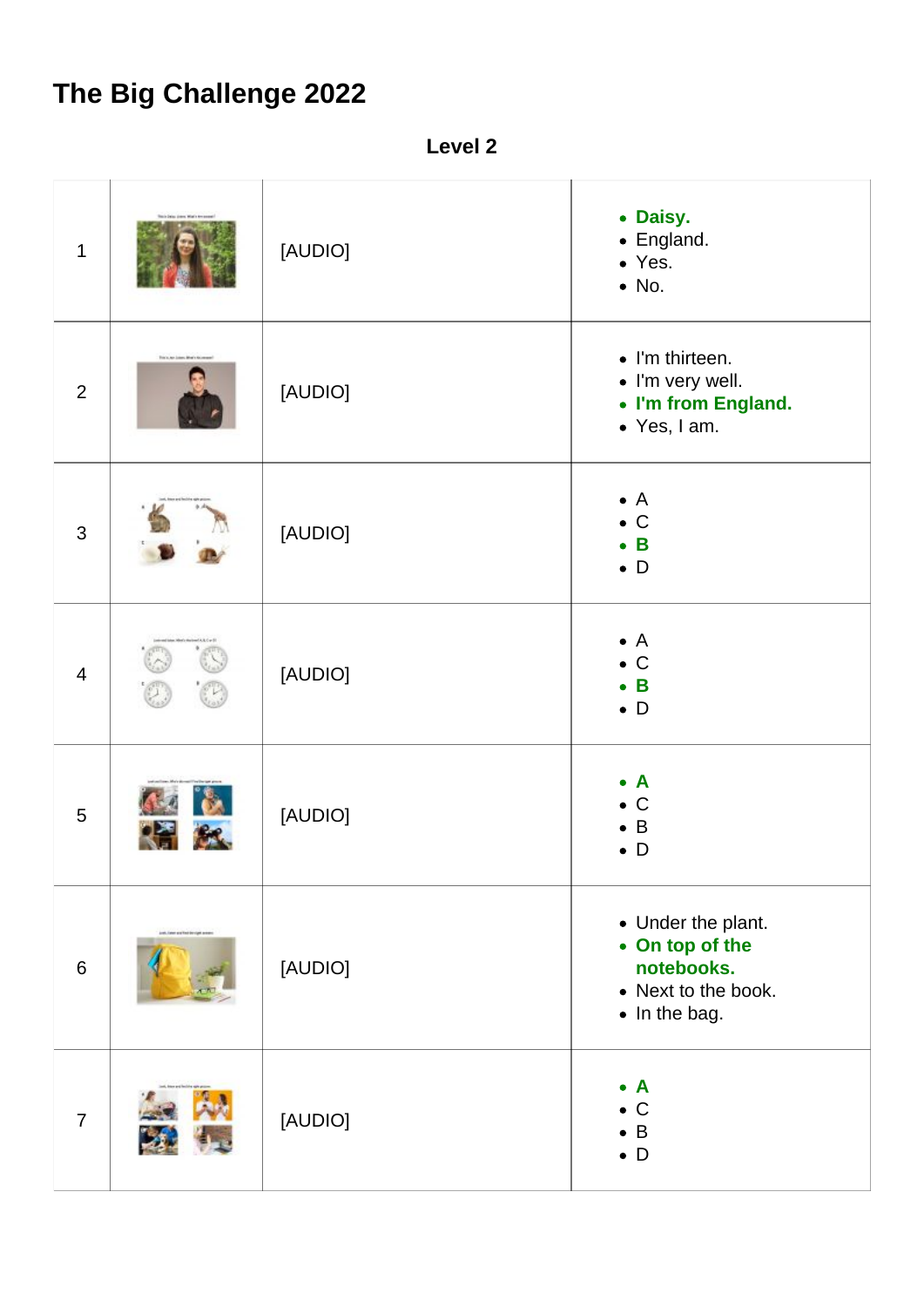# The Big Challenge 2022

**Level 2**

| | | | |
|---|---|---|---|
| 1 | | [AUDIO] | <ul><li>**Daisy.**</li><li>England.</li><li>Yes.</li><li>No.</li></ul> |
| 2 | | [AUDIO] | <ul><li>I'm thirteen.</li><li>I'm very well.</li><li>**I'm from England.**</li><li>Yes, I am.</li></ul> |
| 3 | | [AUDIO] | <ul><li>A</li><li>C</li><li>**B**</li><li>D</li></ul> |
| 4 | | [AUDIO] | <ul><li>A</li><li>C</li><li>**B**</li><li>D</li></ul> |
| 5 | | [AUDIO] | <ul><li>**A**</li><li>C</li><li>B</li><li>D</li></ul> |
| 6 | | [AUDIO] | <ul><li>Under the plant.</li><li>**On top of the notebooks.**</li><li>Next to the book.</li><li>In the bag.</li></ul> |
| 7 | | [AUDIO] | <ul><li>**A**</li><li>C</li><li>B</li><li>D</li></ul> |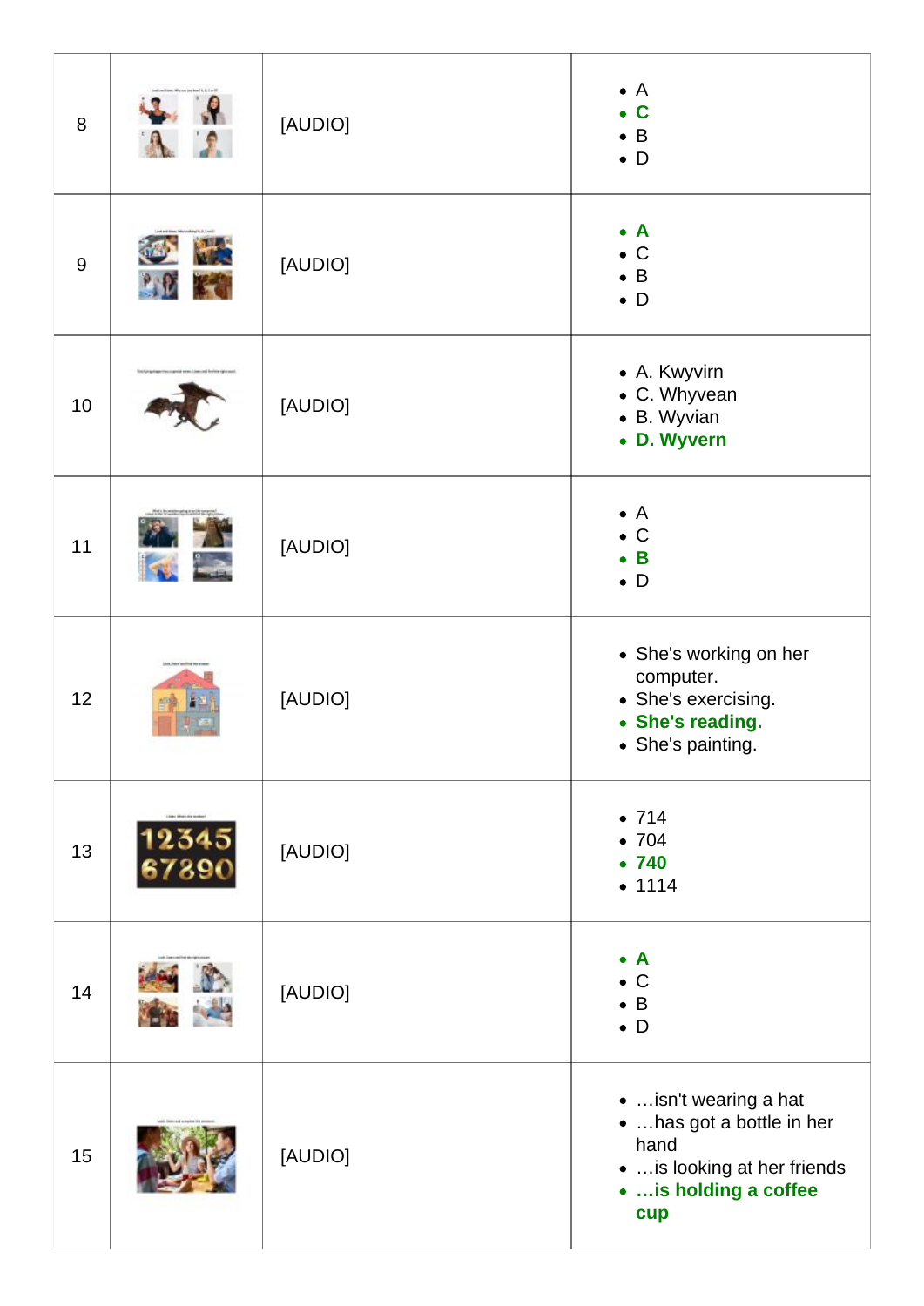| 8 | | [AUDIO] | • A<br>• **C**<br>• B<br>• D |
|---|---|---|---|
| 9 | | [AUDIO] | • **A**<br>• C<br>• B<br>• D |
| 10 | | [AUDIO] | • A. Kwyvirn<br>• C. Whyvean<br>• B. Wyvian<br>• **D. Wyvern** |
| 11 | | [AUDIO] | • A<br>• C<br>• **B**<br>• D |
| 12 | | [AUDIO] | • She's working on her computer.<br>• She's exercising.<br>• **She's reading.**<br>• She's painting. |
| 13 | | [AUDIO] | • 714<br>• 704<br>• **740**<br>• 1114 |
| 14 | | [AUDIO] | • **A**<br>• C<br>• B<br>• D |
| 15 | | [AUDIO] | • …isn't wearing a hat<br>• …has got a bottle in her hand<br>• …is looking at her friends<br>• **…is holding a coffee cup** |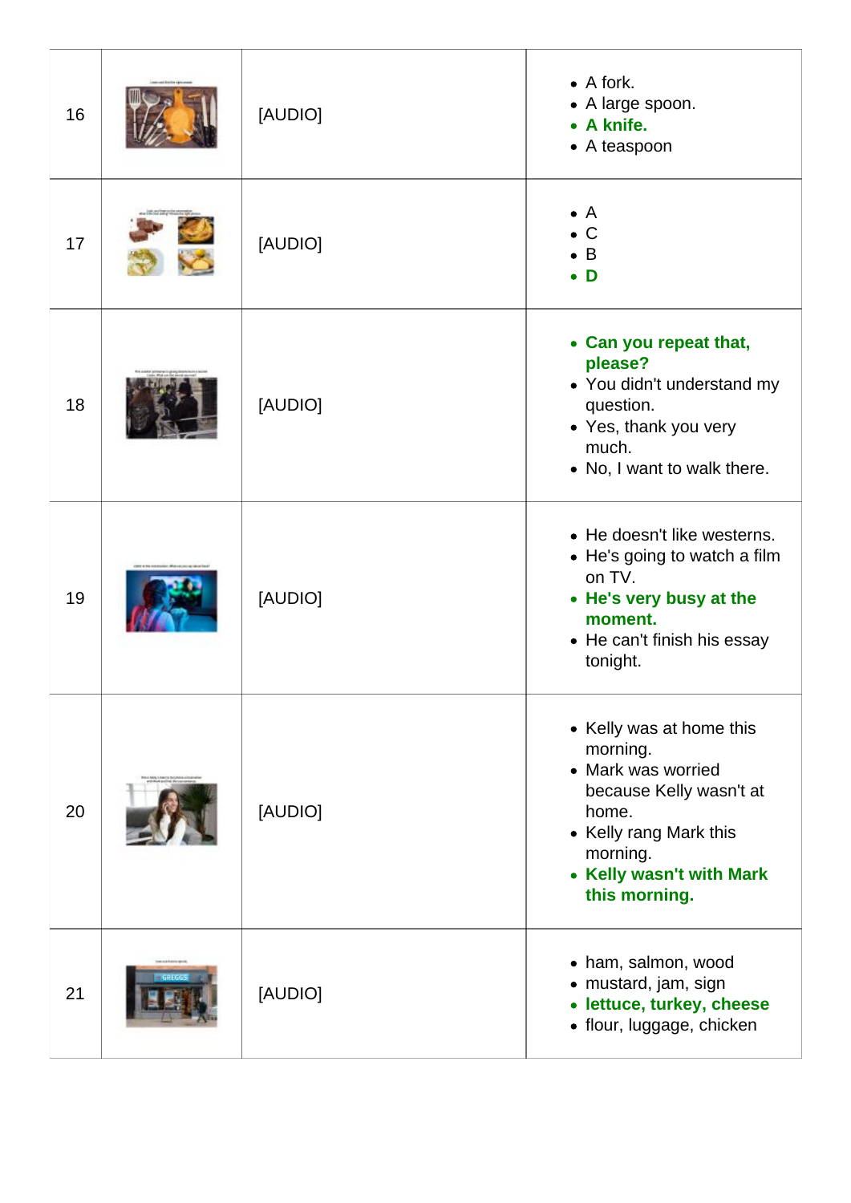| | | | |
|---|---|---|---|
| 16 | | [AUDIO] | • A fork.<br>• A large spoon.<br>• **A knife.**<br>• A teaspoon |
| 17 | | [AUDIO] | • A<br>• C<br>• B<br>• **D** |
| 18 | | [AUDIO] | • **Can you repeat that, please?**<br>• You didn't understand my question.<br>• Yes, thank you very much.<br>• No, I want to walk there. |
| 19 | | [AUDIO] | • He doesn't like westerns.<br>• He's going to watch a film on TV.<br>• **He's very busy at the moment.**<br>• He can't finish his essay tonight. |
| 20 | | [AUDIO] | • Kelly was at home this morning.<br>• Mark was worried because Kelly wasn't at home.<br>• Kelly rang Mark this morning.<br>• **Kelly wasn't with Mark this morning.** |
| 21 | | [AUDIO] | • ham, salmon, wood<br>• mustard, jam, sign<br>• **lettuce, turkey, cheese**<br>• flour, luggage, chicken |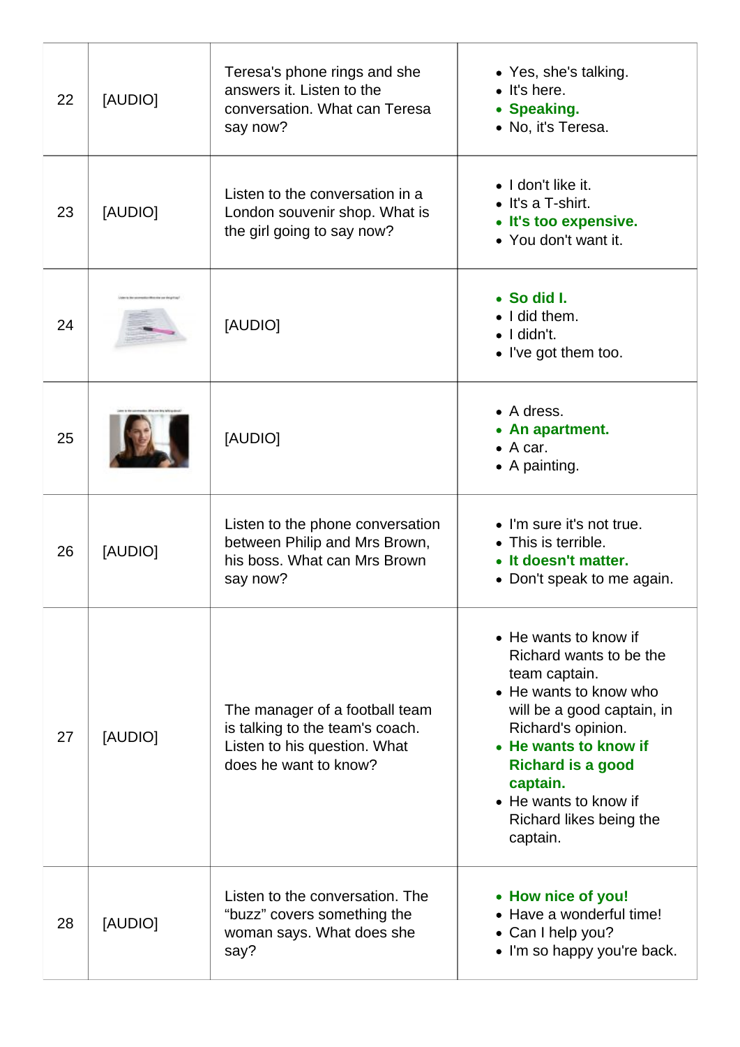| | | | |
|---|---|---|---|
| 22 | [AUDIO] | Teresa's phone rings and she answers it. Listen to the conversation. What can Teresa say now? | • Yes, she's talking.<br>• It's here.<br>• **Speaking.**<br>• No, it's Teresa. |
| 23 | [AUDIO] | Listen to the conversation in a London souvenir shop. What is the girl going to say now? | • I don't like it.<br>• It's a T-shirt.<br>• **It's too expensive.**<br>• You don't want it. |
| 24 | | [AUDIO] | • **So did I.**<br>• I did them.<br>• I didn't.<br>• I've got them too. |
| 25 | | [AUDIO] | • A dress.<br>• **An apartment.**<br>• A car.<br>• A painting. |
| 26 | [AUDIO] | Listen to the phone conversation between Philip and Mrs Brown, his boss. What can Mrs Brown say now? | • I'm sure it's not true.<br>• This is terrible.<br>• **It doesn't matter.**<br>• Don't speak to me again. |
| 27 | [AUDIO] | The manager of a football team is talking to the team's coach. Listen to his question. What does he want to know? | • He wants to know if Richard wants to be the team captain.<br>• He wants to know who will be a good captain, in Richard's opinion.<br>• **He wants to know if Richard is a good captain.**<br>• He wants to know if Richard likes being the captain. |
| 28 | [AUDIO] | Listen to the conversation. The "buzz" covers something the woman says. What does she say? | • **How nice of you!**<br>• Have a wonderful time!<br>• Can I help you?<br>• I'm so happy you're back. |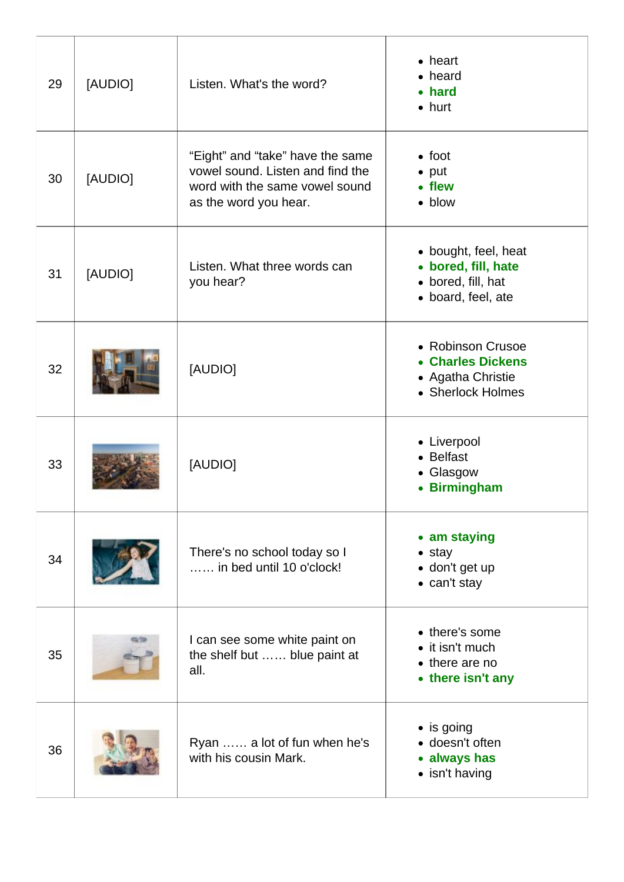| | | | |
|---|---|---|---|
| 29 | [AUDIO] | Listen. What's the word? | • heart<br>• heard<br>• **hard**<br>• hurt |
| 30 | [AUDIO] | "Eight" and "take" have the same vowel sound. Listen and find the word with the same vowel sound as the word you hear. | • foot<br>• put<br>• **flew**<br>• blow |
| 31 | [AUDIO] | Listen. What three words can you hear? | • bought, feel, heat<br>• **bored, fill, hate**<br>• bored, fill, hat<br>• board, feel, ate |
| 32 | | [AUDIO] | • Robinson Crusoe<br>• **Charles Dickens**<br>• Agatha Christie<br>• Sherlock Holmes |
| 33 | | [AUDIO] | • Liverpool<br>• Belfast<br>• Glasgow<br>• **Birmingham** |
| 34 | | There's no school today so I …… in bed until 10 o'clock! | • **am staying**<br>• stay<br>• don't get up<br>• can't stay |
| 35 | | I can see some white paint on the shelf but …… blue paint at all. | • there's some<br>• it isn't much<br>• there are no<br>• **there isn't any** |
| 36 | | Ryan …… a lot of fun when he's with his cousin Mark. | • is going<br>• doesn't often<br>• **always has**<br>• isn't having |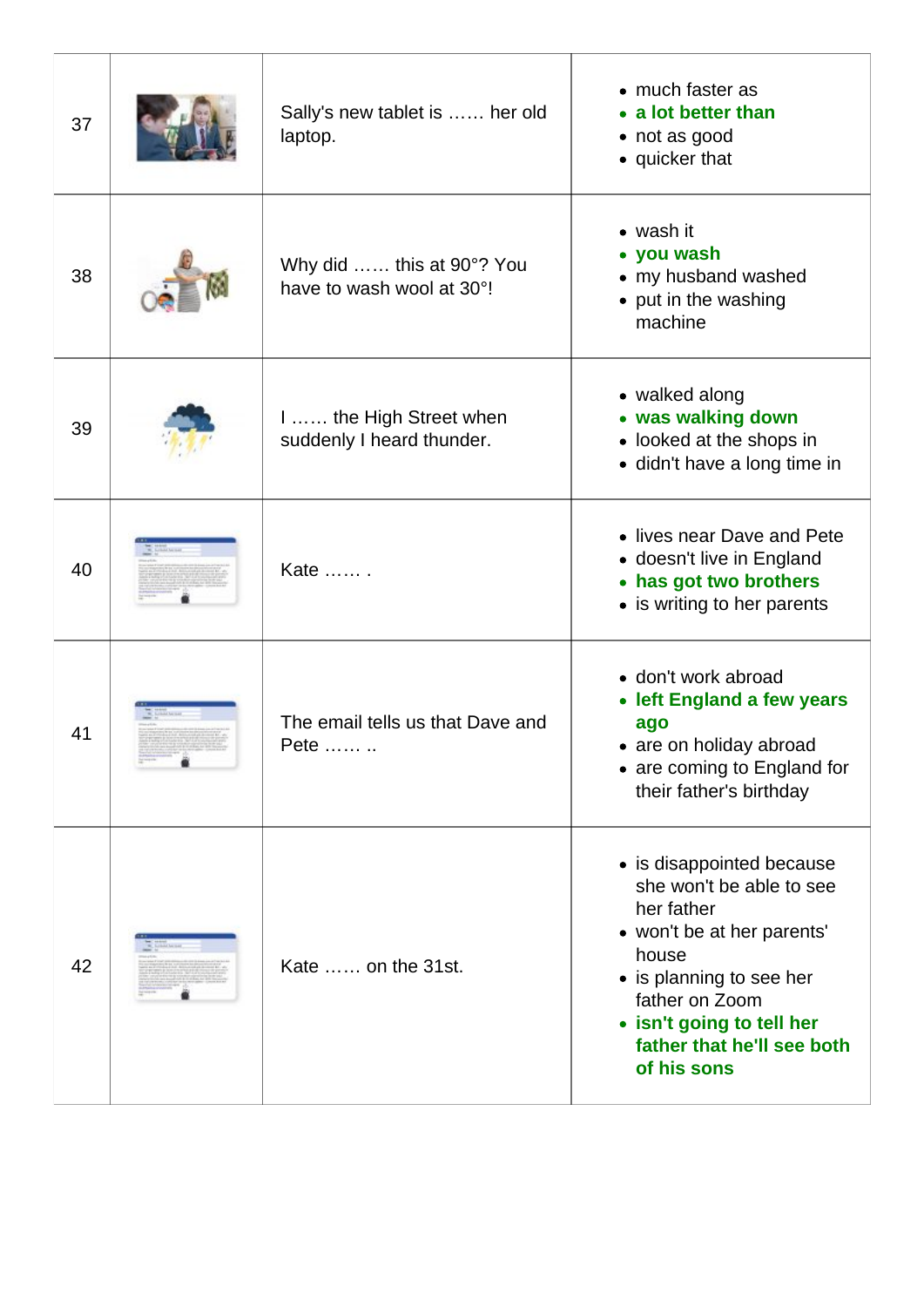| | | | |
|---|---|---|---|
| 37 | | Sally's new tablet is …… her old laptop. | • much faster as<br>• **a lot better than**<br>• not as good<br>• quicker that |
| 38 | | Why did …… this at 90°? You have to wash wool at 30°! | • wash it<br>• **you wash**<br>• my husband washed<br>• put in the washing machine |
| 39 | | I …… the High Street when suddenly I heard thunder. | • walked along<br>• **was walking down**<br>• looked at the shops in<br>• didn't have a long time in |
| 40 | | Kate …… . | • lives near Dave and Pete<br>• doesn't live in England<br>• **has got two brothers**<br>• is writing to her parents |
| 41 | | The email tells us that Dave and Pete …… .. | • don't work abroad<br>• **left England a few years ago**<br>• are on holiday abroad<br>• are coming to England for their father's birthday |
| 42 | | Kate …… on the 31st. | • is disappointed because she won't be able to see her father<br>• won't be at her parents' house<br>• is planning to see her father on Zoom<br>• **isn't going to tell her father that he'll see both of his sons** |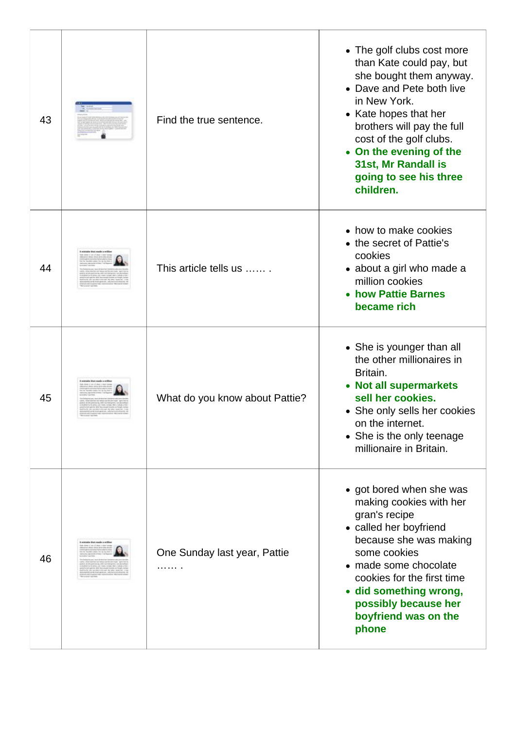| 43 | | Find the true sentence. | <ul><li>The golf clubs cost more than Kate could pay, but she bought them anyway.</li><li>Dave and Pete both live in New York.</li><li>Kate hopes that her brothers will pay the full cost of the golf clubs.</li><li>**On the evening of the 31st, Mr Randall is going to see his three children.**</li></ul> |
|---|---|---|---|
| 44 | | This article tells us …… . | <ul><li>how to make cookies</li><li>the secret of Pattie's cookies</li><li>about a girl who made a million cookies</li><li>**how Pattie Barnes became rich**</li></ul> |
| 45 | | What do you know about Pattie? | <ul><li>She is younger than all the other millionaires in Britain.</li><li>**Not all supermarkets sell her cookies.**</li><li>She only sells her cookies on the internet.</li><li>She is the only teenage millionaire in Britain.</li></ul> |
| 46 | | One Sunday last year, Pattie …… . | <ul><li>got bored when she was making cookies with her gran's recipe</li><li>called her boyfriend because she was making some cookies</li><li>made some chocolate cookies for the first time</li><li>**did something wrong, possibly because her boyfriend was on the phone**</li></ul> |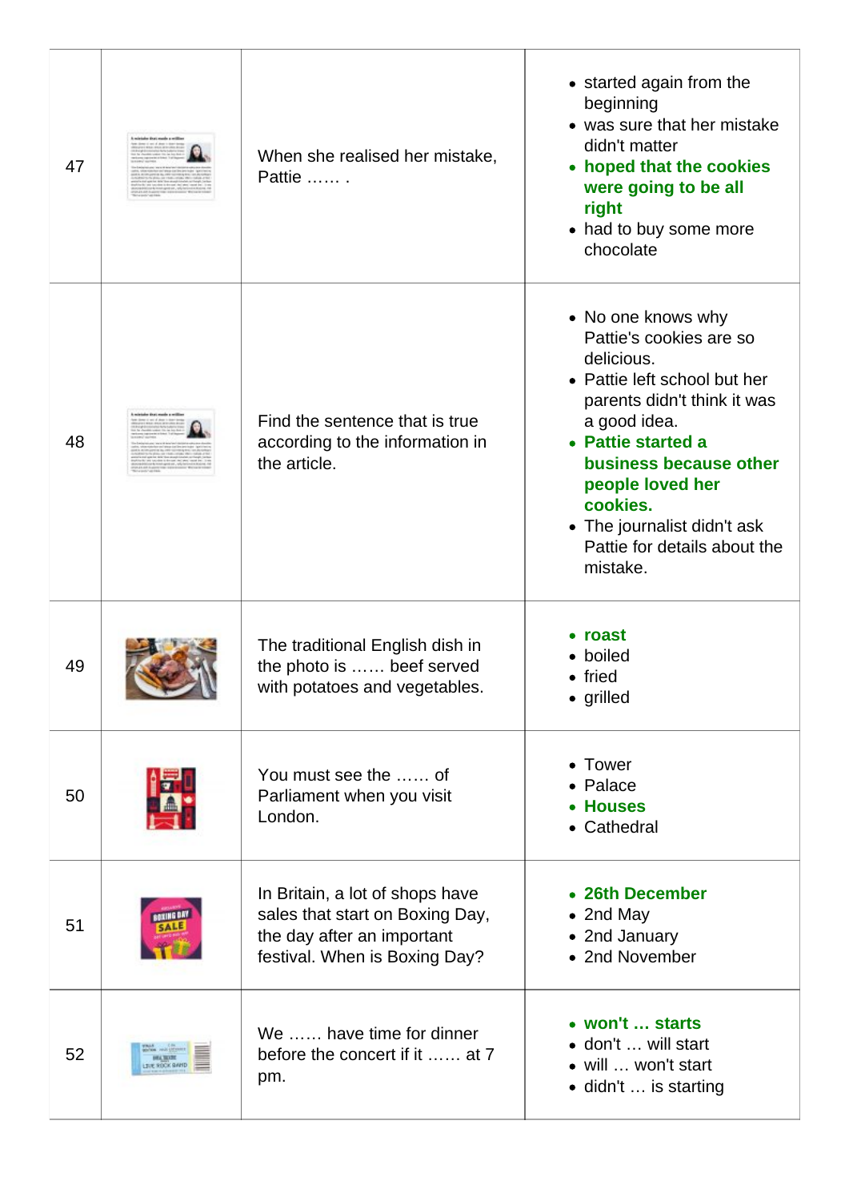| | | | |
|---|---|---|---|
| 47 | | When she realised her mistake, Pattie …… . | • started again from the beginning<br>• was sure that her mistake didn't matter<br>• **hoped that the cookies were going to be all right**<br>• had to buy some more chocolate |
| 48 | | Find the sentence that is true according to the information in the article. | • No one knows why Pattie's cookies are so delicious.<br>• Pattie left school but her parents didn't think it was a good idea.<br>• **Pattie started a business because other people loved her cookies.**<br>• The journalist didn't ask Pattie for details about the mistake. |
| 49 | | The traditional English dish in the photo is …… beef served with potatoes and vegetables. | • **roast**<br>• boiled<br>• fried<br>• grilled |
| 50 | | You must see the …… of Parliament when you visit London. | • Tower<br>• Palace<br>• **Houses**<br>• Cathedral |
| 51 | | In Britain, a lot of shops have sales that start on Boxing Day, the day after an important festival. When is Boxing Day? | • **26th December**<br>• 2nd May<br>• 2nd January<br>• 2nd November |
| 52 | | We …… have time for dinner before the concert if it …… at 7 pm. | • **won't … starts**<br>• don't … will start<br>• will … won't start<br>• didn't … is starting |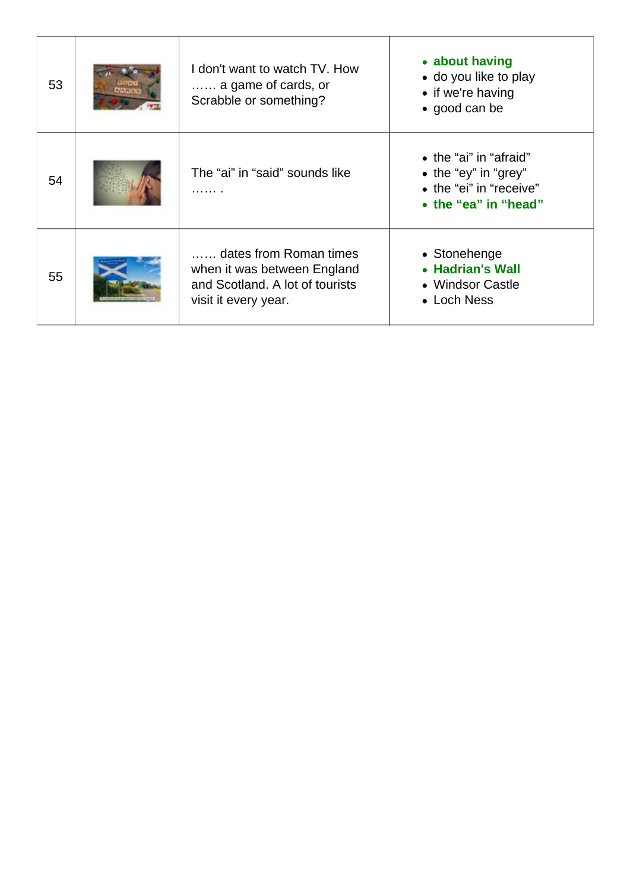| | | | |
|---|---|---|---|
| 53 | | I don't want to watch TV. How …… a game of cards, or Scrabble or something? | • **about having**<br>• do you like to play<br>• if we're having<br>• good can be |
| 54 | | The "ai" in "said" sounds like …… . | • the "ai" in "afraid"<br>• the "ey" in "grey"<br>• the "ei" in "receive"<br>• **the "ea" in "head"** |
| 55 | | …… dates from Roman times when it was between England and Scotland. A lot of tourists visit it every year. | • Stonehenge<br>• **Hadrian's Wall**<br>• Windsor Castle<br>• Loch Ness |